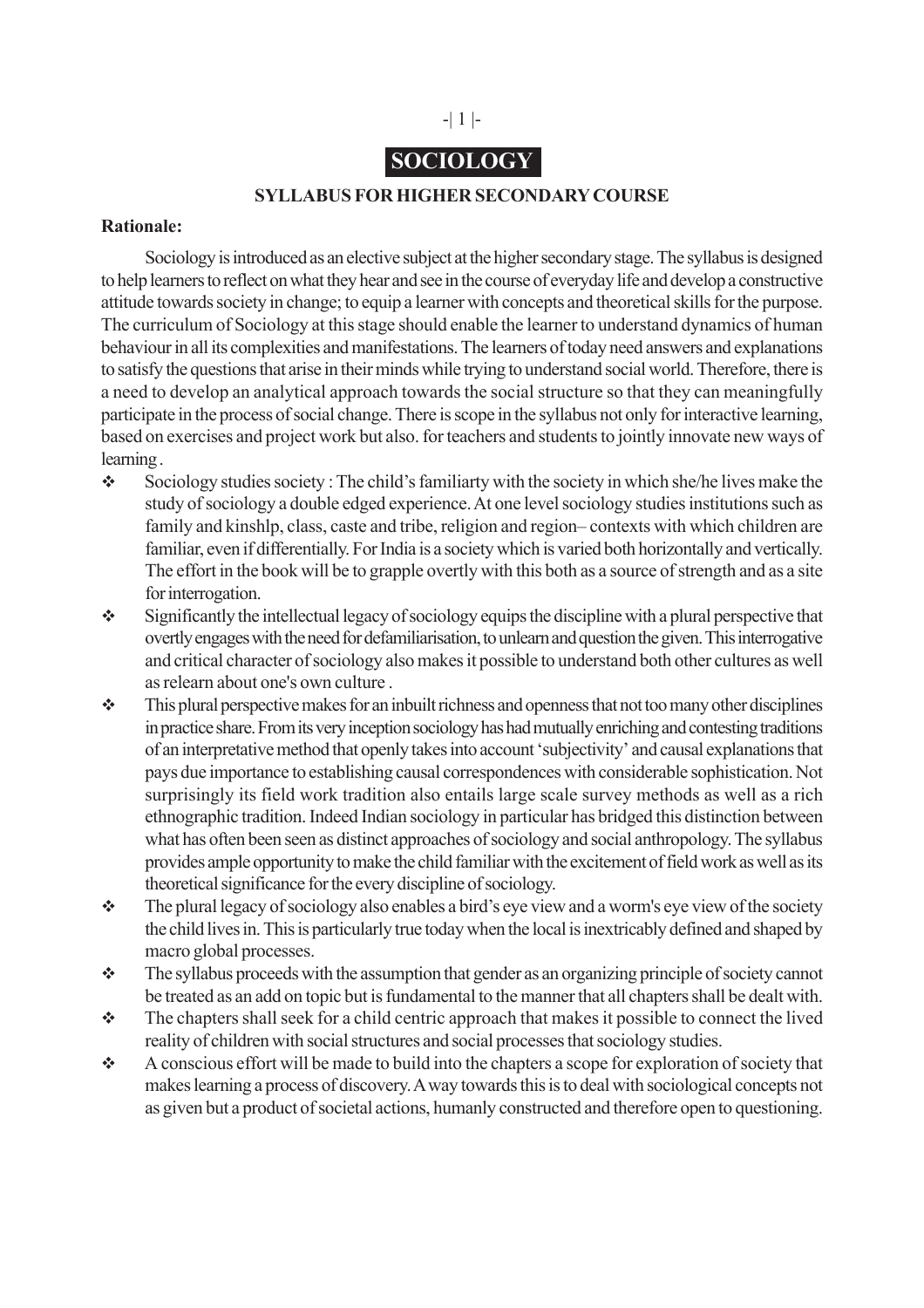# SOCIOLOGY

## SYLLABUS FOR HIGHER SECONDARY COURSE

**Rationale:**

Sociology is introduced as an elective subject at the higher secondary stage. The syllabus is designed to help learners to reflect on what they hear and see in the course of everyday life and develop a constructive attitude towards society in change; to equip a learner with concepts and theoretical skills for the purpose. The curriculum of Sociology at this stage should enable the learner to understand dynamics of human behaviour in all its complexities and manifestations. The learners of today need answers and explanations to satisfy the questions that arise in their minds while trying to understand social world. Therefore, there is a need to develop an analytical approach towards the social structure so that they can meaningfully participate in the process of social change. There is scope in the syllabus not only for interactive learning, based on exercises and project work but also. for teachers and students to jointly innovate new ways of learning .

- Sociology studies society : The child's familiarty with the society in which she/he lives make the study of sociology a double edged experience. At one level sociology studies institutions such as family and kinshlp, class, caste and tribe, religion and region– contexts with which children are familiar, even if differentially. For India is a society which is varied both horizontally and vertically. The effort in the book will be to grapple overtly with this both as a source of strength and as a site for interrogation.
- Significantly the intellectual legacy of sociology equips the discipline with a plural perspective that overtly engages with the need for defamiliarisation, to unlearn and question the given. This interrogative and critical character of sociology also makes it possible to understand both other cultures as well as relearn about one's own culture .
- This plural perspective makes for an inbuilt richness and openness that not too many other disciplines in practice share. From its very inception sociology has had mutually enriching and contesting traditions of an interpretative method that openly takes into account 'subjectivity' and causal explanations that pays due importance to establishing causal correspondences with considerable sophistication. Not surprisingly its field work tradition also entails large scale survey methods as well as a rich ethnographic tradition. Indeed Indian sociology in particular has bridged this distinction between what has often been seen as distinct approaches of sociology and social anthropology. The syllabus provides ample opportunity to make the child familiar with the excitement of field work as well as its theoretical significance for the every discipline of sociology.
- The plural legacy of sociology also enables a bird's eye view and a worm's eye view of the society the child lives in. This is particularly true today when the local is inextricably defined and shaped by macro global processes.
- The syllabus proceeds with the assumption that gender as an organizing principle of society cannot be treated as an add on topic but is fundamental to the manner that all chapters shall be dealt with.
- The chapters shall seek for a child centric approach that makes it possible to connect the lived reality of children with social structures and social processes that sociology studies.
- A conscious effort will be made to build into the chapters a scope for exploration of society that makes learning a process of discovery. A way towards this is to deal with sociological concepts not as given but a product of societal actions, humanly constructed and therefore open to questioning.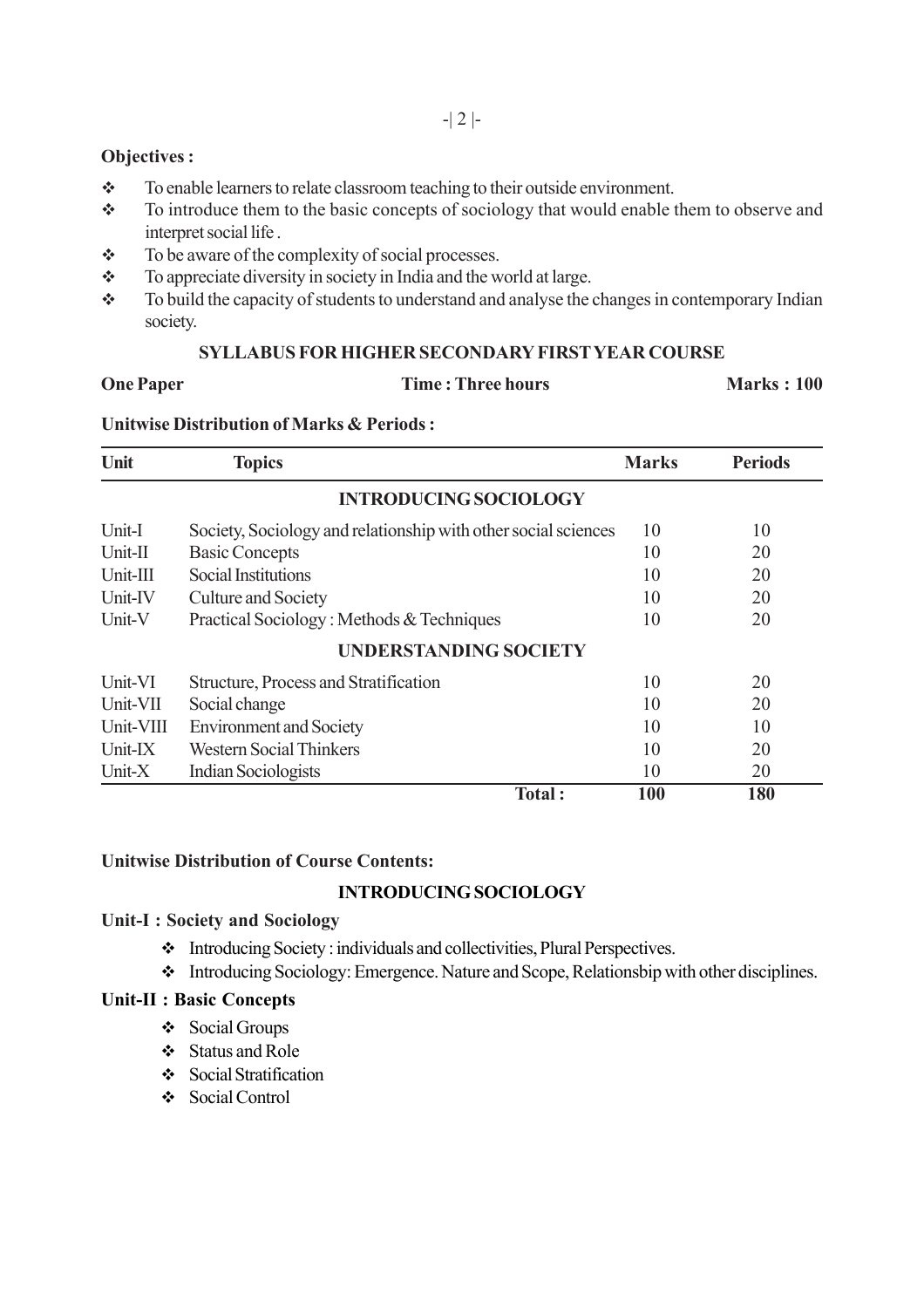**Objectives :**

- To enable learners to relate classroom teaching to their outside environment.
- To introduce them to the basic concepts of sociology that would enable them to observe and interpret social life .
- To be aware of the complexity of social processes.
- To appreciate diversity in society in India and the world at large.
- To build the capacity of students to understand and analyse the changes in contemporary Indian society.

**SYLLABUS FOR HIGHER SECONDARY FIRST YEAR COURSE**

**One Paper** | **Time : Three hours** | **Marks : 100**

**Unitwise Distribution of Marks & Periods :**

| Unit | Topics | Marks | Periods |
|---|---|---|---|
| | **INTRODUCING SOCIOLOGY** | | |
| Unit-I | Society, Sociology and relationship with other social sciences | 10 | 10 |
| Unit-II | Basic Concepts | 10 | 20 |
| Unit-III | Social Institutions | 10 | 20 |
| Unit-IV | Culture and Society | 10 | 20 |
| Unit-V | Practical Sociology : Methods & Techniques | 10 | 20 |
| | **UNDERSTANDING SOCIETY** | | |
| Unit-VI | Structure, Process and Stratification | 10 | 20 |
| Unit-VII | Social change | 10 | 20 |
| Unit-VIII | Environment and Society | 10 | 10 |
| Unit-IX | Western Social Thinkers | 10 | 20 |
| Unit-X | Indian Sociologists | 10 | 20 |
| | **Total :** | **100** | **180** |

**Unitwise Distribution of Course Contents:**

**INTRODUCING SOCIOLOGY**

**Unit-I : Society and Sociology**

- Introducing Society : individuals and collectivities, Plural Perspectives.
- Introducing Sociology: Emergence. Nature and Scope, Relationsbip with other disciplines.

**Unit-II : Basic Concepts**

- Social Groups
- Status and Role
- Social Stratification
- Social Control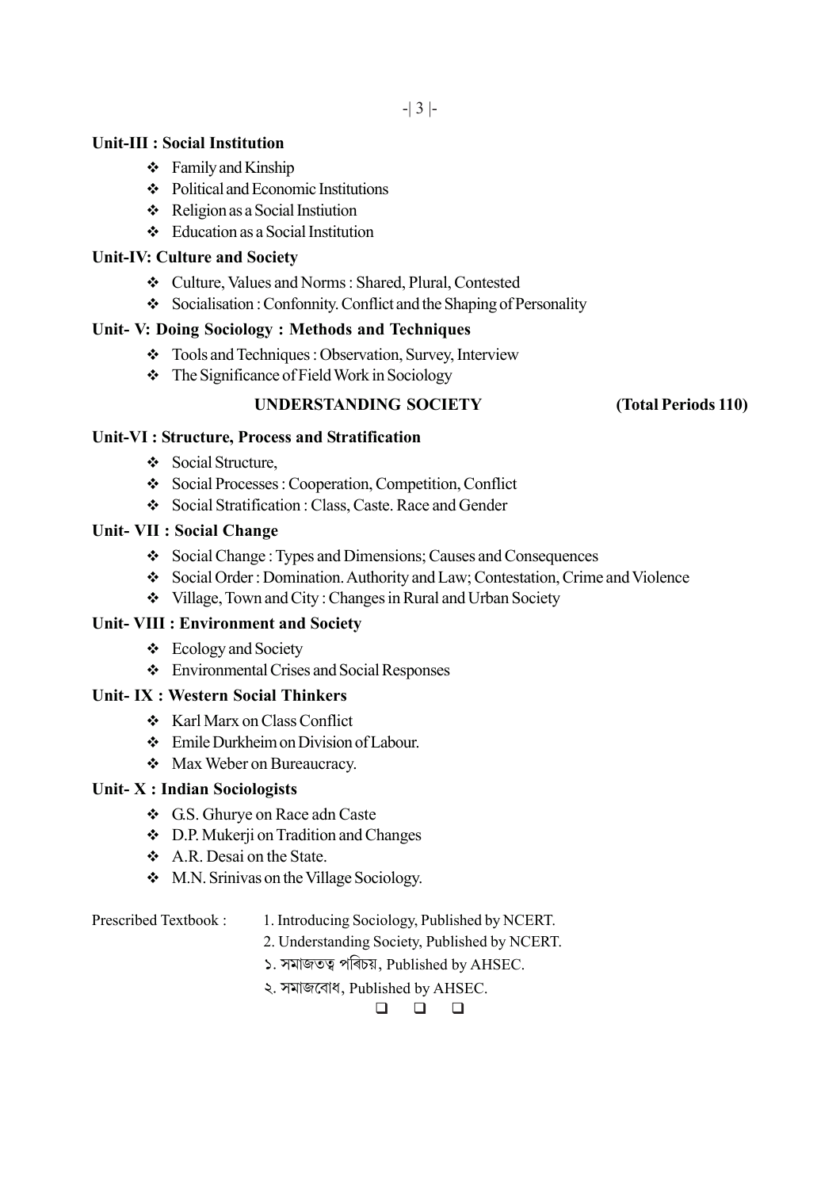**Unit-III : Social Institution**

- ❖ Family and Kinship
- ❖ Political and Economic Institutions
- ❖ Religion as a Social Instiution
- ❖ Education as a Social Institution

**Unit-IV: Culture and Society**

- ❖ Culture, Values and Norms : Shared, Plural, Contested
- ❖ Socialisation : Confonnity. Conflict and the Shaping of Personality

**Unit- V: Doing Sociology : Methods and Techniques**

- ❖ Tools and Techniques : Observation, Survey, Interview
- ❖ The Significance of Field Work in Sociology

**UNDERSTANDING SOCIETY** **(Total Periods 110)**

**Unit-VI : Structure, Process and Stratification**

- ❖ Social Structure,
- ❖ Social Processes : Cooperation, Competition, Conflict
- ❖ Social Stratification : Class, Caste. Race and Gender

**Unit- VII : Social Change**

- ❖ Social Change : Types and Dimensions; Causes and Consequences
- ❖ Social Order : Domination. Authority and Law; Contestation, Crime and Violence
- ❖ Village, Town and City : Changes in Rural and Urban Society

**Unit- VIII : Environment and Society**

- ❖ Ecology and Society
- ❖ Environmental Crises and Social Responses

**Unit- IX : Western Social Thinkers**

- ❖ Karl Marx on Class Conflict
- ❖ Emile Durkheim on Division of Labour.
- ❖ Max Weber on Bureaucracy.

**Unit- X : Indian Sociologists**

- ❖ G.S. Ghurye on Race adn Caste
- ❖ D.P. Mukerji on Tradition and Changes
- ❖ A.R. Desai on the State.
- ❖ M.N. Srinivas on the Village Sociology.

Prescribed Textbook :
1. Introducing Sociology, Published by NCERT.
2. Understanding Society, Published by NCERT.
১. সমাজতত্ব পৰিচয়, Published by AHSEC.
২. সমাজবোধ, Published by AHSEC.

❑ ❑ ❑